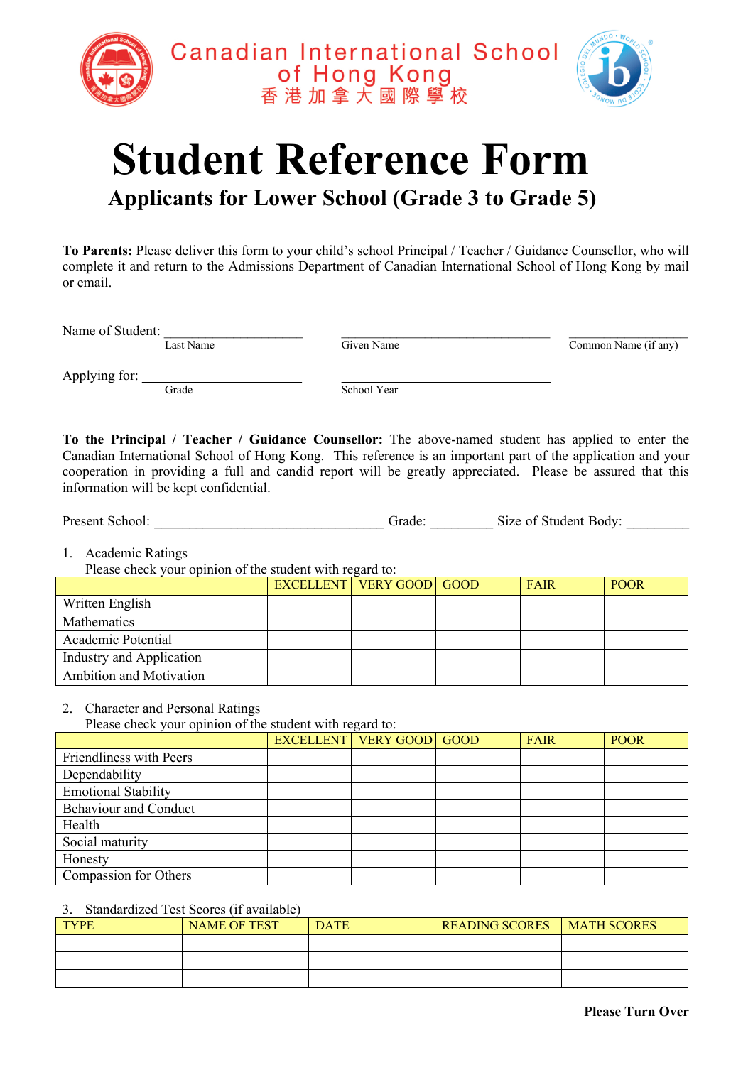Canadian International School of Hong Kong
香港加拿大國際學校

# Student Reference Form

## Applicants for Lower School (Grade 3 to Grade 5)

**To Parents:** Please deliver this form to your child's school Principal / Teacher / Guidance Counsellor, who will complete it and return to the Admissions Department of Canadian International School of Hong Kong by mail or email.

Name of Student: ____________________ ______________________________ ________________
Last Name / Given Name / Common Name (if any)

Applying for: ______________________ ______________________________
Grade / School Year

**To the Principal / Teacher / Guidance Counsellor:** The above-named student has applied to enter the Canadian International School of Hong Kong. This reference is an important part of the application and your cooperation in providing a full and candid report will be greatly appreciated. Please be assured that this information will be kept confidential.

Present School: ________________________________ Grade: _________ Size of Student Body: _________

1. Academic Ratings
   Please check your opinion of the student with regard to:

| | EXCELLENT | VERY GOOD | GOOD | FAIR | POOR |
|---|---|---|---|---|---|
| Written English | | | | | |
| Mathematics | | | | | |
| Academic Potential | | | | | |
| Industry and Application | | | | | |
| Ambition and Motivation | | | | | |

2. Character and Personal Ratings
   Please check your opinion of the student with regard to:

| | EXCELLENT | VERY GOOD | GOOD | FAIR | POOR |
|---|---|---|---|---|---|
| Friendliness with Peers | | | | | |
| Dependability | | | | | |
| Emotional Stability | | | | | |
| Behaviour and Conduct | | | | | |
| Health | | | | | |
| Social maturity | | | | | |
| Honesty | | | | | |
| Compassion for Others | | | | | |

3. Standardized Test Scores (if available)

| TYPE | NAME OF TEST | DATE | READING SCORES | MATH SCORES |
|---|---|---|---|---|
| | | | | |
| | | | | |
| | | | | |

**Please Turn Over**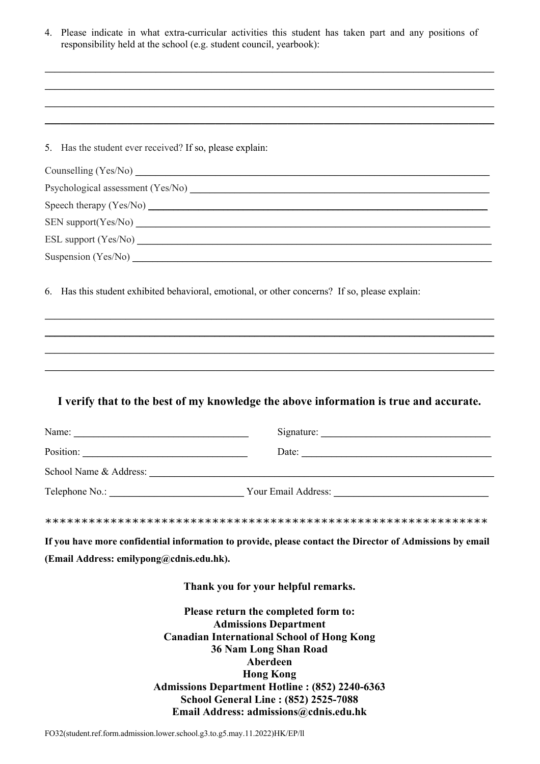4. Please indicate in what extra-curricular activities this student has taken part and any positions of responsibility held at the school (e.g. student council, yearbook):

______________________________________________________________________________

______________________________________________________________________________

______________________________________________________________________________

______________________________________________________________________________

5. Has the student ever received? If so, please explain:

Counselling (Yes/No) ______________________________________________________________

Psychological assessment (Yes/No) ____________________________________________________

Speech therapy (Yes/No) ___________________________________________________________

SEN support(Yes/No) ______________________________________________________________

ESL support (Yes/No) ______________________________________________________________

Suspension (Yes/No) _______________________________________________________________

6. Has this student exhibited behavioral, emotional, or other concerns? If so, please explain:

______________________________________________________________________________

______________________________________________________________________________

______________________________________________________________________________

______________________________________________________________________________

**I verify that to the best of my knowledge the above information is true and accurate.**

Name: ______________________________ Signature: ______________________________

Position: ____________________________ Date: __________________________________

School Name & Address: ______________________________________________________

Telephone No.: ______________________ Your Email Address: ________________________

*************************************************************

**If you have more confidential information to provide, please contact the Director of Admissions by email (Email Address: emilypong@cdnis.edu.hk).**

**Thank you for your helpful remarks.**

**Please return the completed form to:**
**Admissions Department**
**Canadian International School of Hong Kong**
**36 Nam Long Shan Road**
**Aberdeen**
**Hong Kong**
**Admissions Department Hotline : (852) 2240-6363**
**School General Line : (852) 2525-7088**
**Email Address: admissions@cdnis.edu.hk**

FO32(student.ref.form.admission.lower.school.g3.to.g5.may.11.2022)HK/EP/ll